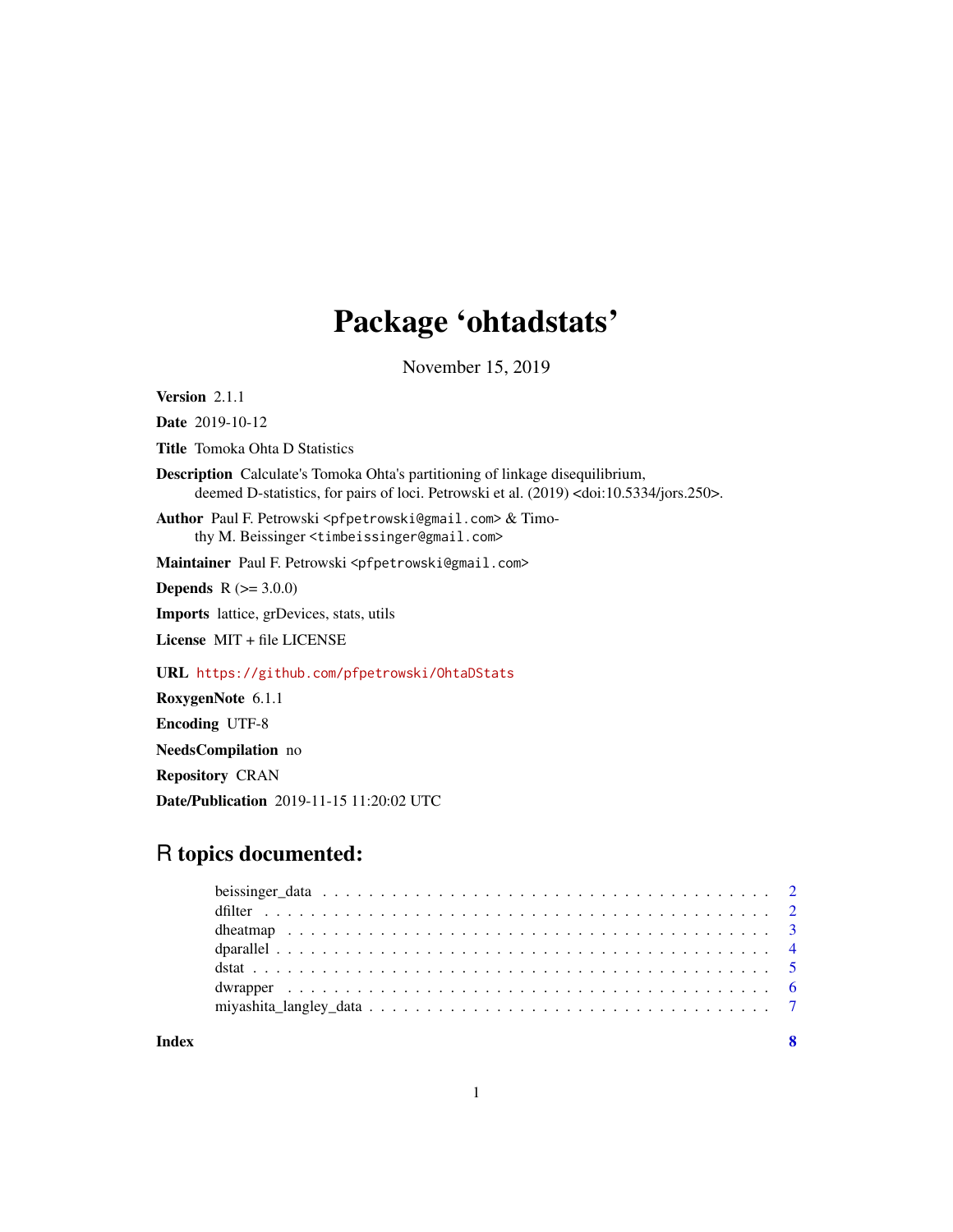# Package 'ohtadstats'

November 15, 2019

**Version** 2.1.1

**Date** 2019-10-12

**Title** Tomoka Ohta D Statistics

**Description** Calculate's Tomoka Ohta's partitioning of linkage disequilibrium, deemed D-statistics, for pairs of loci. Petrowski et al. (2019) <doi:10.5334/jors.250>.

**Author** Paul F. Petrowski <pfpetrowski@gmail.com> & Timothy M. Beissinger <timbeissinger@gmail.com>

**Maintainer** Paul F. Petrowski <pfpetrowski@gmail.com>

**Depends** R (>= 3.0.0)

**Imports** lattice, grDevices, stats, utils

**License** MIT + file LICENSE

**URL** https://github.com/pfpetrowski/OhtaDStats

**RoxygenNote** 6.1.1

**Encoding** UTF-8

**NeedsCompilation** no

**Repository** CRAN

**Date/Publication** 2019-11-15 11:20:02 UTC

## R topics documented:

- beissinger_data . . . . . . . . . . . . . . . . . . . . . . . . . . . . . . . . . . . . . . 2
- dfilter . . . . . . . . . . . . . . . . . . . . . . . . . . . . . . . . . . . . . . . . . . . 2
- dheatmap . . . . . . . . . . . . . . . . . . . . . . . . . . . . . . . . . . . . . . . . . 3
- dparallel . . . . . . . . . . . . . . . . . . . . . . . . . . . . . . . . . . . . . . . . . 4
- dstat . . . . . . . . . . . . . . . . . . . . . . . . . . . . . . . . . . . . . . . . . . . . 5
- dwrapper . . . . . . . . . . . . . . . . . . . . . . . . . . . . . . . . . . . . . . . . . 6
- miyashita_langley_data . . . . . . . . . . . . . . . . . . . . . . . . . . . . . . . . . 7

**Index** 8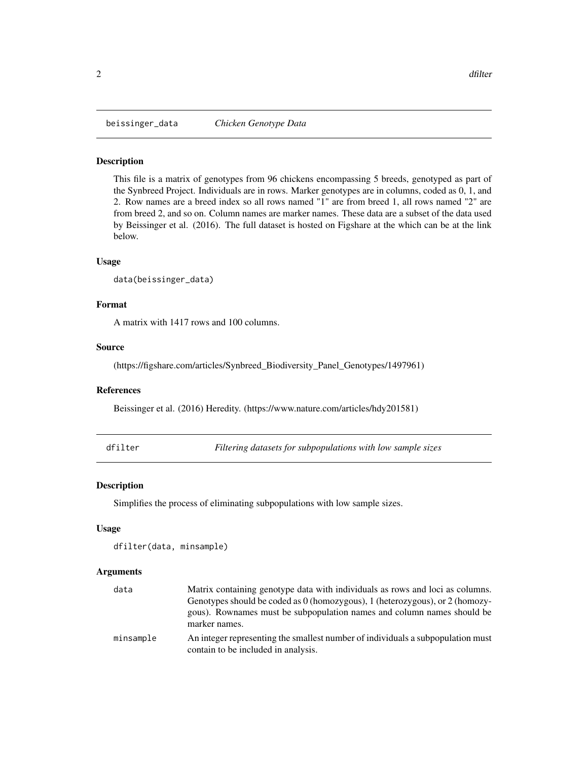## beissinger_data — *Chicken Genotype Data*

### Description

This file is a matrix of genotypes from 96 chickens encompassing 5 breeds, genotyped as part of the Synbreed Project. Individuals are in rows. Marker genotypes are in columns, coded as 0, 1, and 2. Row names are a breed index so all rows named "1" are from breed 1, all rows named "2" are from breed 2, and so on. Column names are marker names. These data are a subset of the data used by Beissinger et al. (2016). The full dataset is hosted on Figshare at the which can be at the link below.

### Usage

```
data(beissinger_data)
```

### Format

A matrix with 1417 rows and 100 columns.

### Source

(https://figshare.com/articles/Synbreed_Biodiversity_Panel_Genotypes/1497961)

### References

Beissinger et al. (2016) Heredity. (https://www.nature.com/articles/hdy201581)

## dfilter — *Filtering datasets for subpopulations with low sample sizes*

### Description

Simplifies the process of eliminating subpopulations with low sample sizes.

### Usage

```
dfilter(data, minsample)
```

### Arguments

| | |
|---|---|
| data | Matrix containing genotype data with individuals as rows and loci as columns. Genotypes should be coded as 0 (homozygous), 1 (heterozygous), or 2 (homozygous). Rownames must be subpopulation names and column names should be marker names. |
| minsample | An integer representing the smallest number of individuals a subpopulation must contain to be included in analysis. |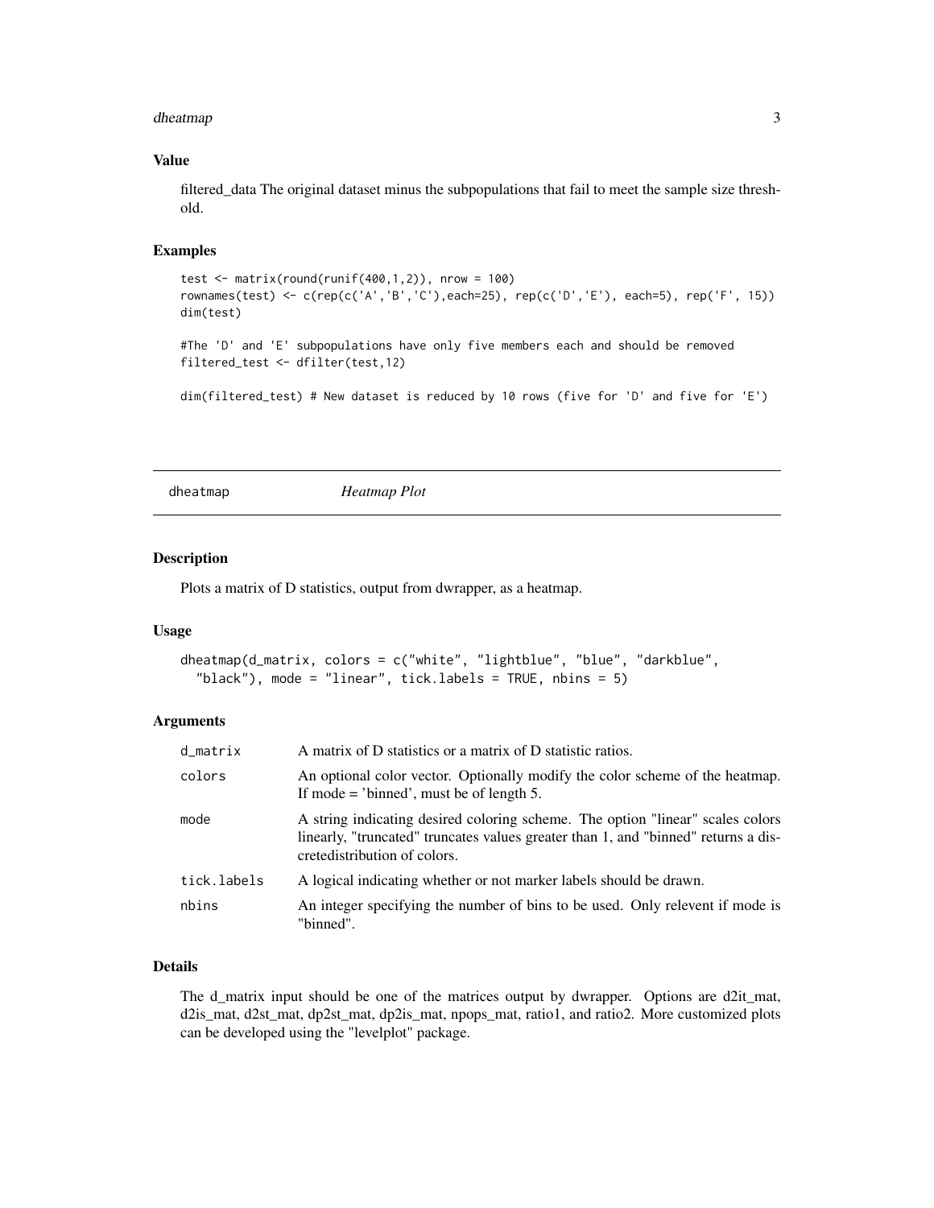### Value

filtered_data The original dataset minus the subpopulations that fail to meet the sample size threshold.

### Examples

```
test <- matrix(round(runif(400,1,2)), nrow = 100)
rownames(test) <- c(rep(c('A','B','C'),each=25), rep(c('D','E'), each=5), rep('F', 15))
dim(test)

#The 'D' and 'E' subpopulations have only five members each and should be removed
filtered_test <- dfilter(test,12)

dim(filtered_test) # New dataset is reduced by 10 rows (five for 'D' and five for 'E')
```

---

## dheatmap *Heatmap Plot*

---

### Description

Plots a matrix of D statistics, output from dwrapper, as a heatmap.

### Usage

```
dheatmap(d_matrix, colors = c("white", "lightblue", "blue", "darkblue",
  "black"), mode = "linear", tick.labels = TRUE, nbins = 5)
```

### Arguments

| | |
|---|---|
| d_matrix | A matrix of D statistics or a matrix of D statistic ratios. |
| colors | An optional color vector. Optionally modify the color scheme of the heatmap. If mode = 'binned', must be of length 5. |
| mode | A string indicating desired coloring scheme. The option "linear" scales colors linearly, "truncated" truncates values greater than 1, and "binned" returns a discretedistribution of colors. |
| tick.labels | A logical indicating whether or not marker labels should be drawn. |
| nbins | An integer specifying the number of bins to be used. Only relevent if mode is "binned". |

### Details

The d_matrix input should be one of the matrices output by dwrapper. Options are d2it_mat, d2is_mat, d2st_mat, dp2st_mat, dp2is_mat, npops_mat, ratio1, and ratio2. More customized plots can be developed using the "levelplot" package.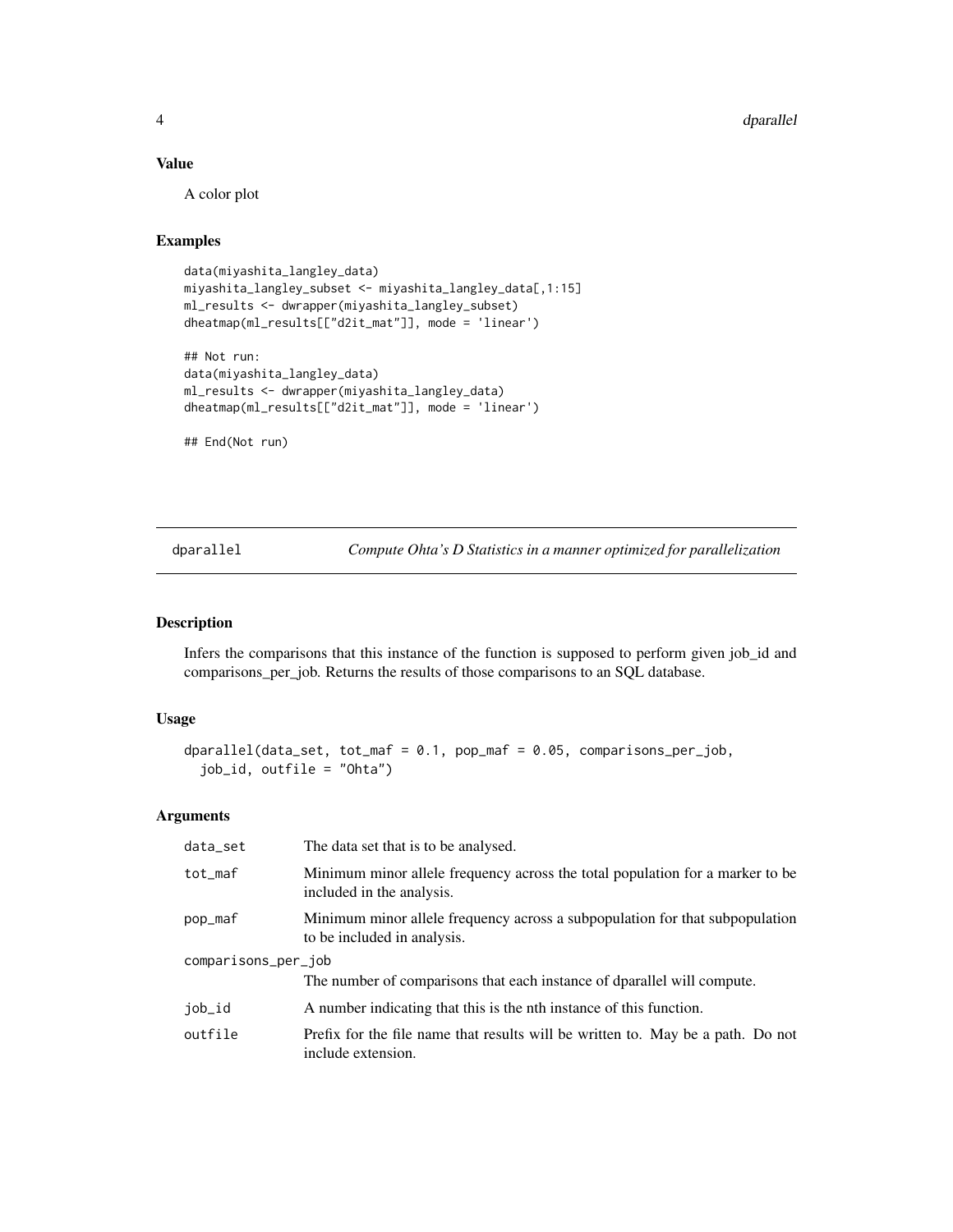## Value

A color plot

## Examples

```
data(miyashita_langley_data)
miyashita_langley_subset <- miyashita_langley_data[,1:15]
ml_results <- dwrapper(miyashita_langley_subset)
dheatmap(ml_results[["d2it_mat"]], mode = 'linear')

## Not run:
data(miyashita_langley_data)
ml_results <- dwrapper(miyashita_langley_data)
dheatmap(ml_results[["d2it_mat"]], mode = 'linear')

## End(Not run)
```

---

# dparallel — *Compute Ohta's D Statistics in a manner optimized for parallelization*

## Description

Infers the comparisons that this instance of the function is supposed to perform given job_id and comparisons_per_job. Returns the results of those comparisons to an SQL database.

## Usage

```
dparallel(data_set, tot_maf = 0.1, pop_maf = 0.05, comparisons_per_job,
  job_id, outfile = "Ohta")
```

## Arguments

| Argument | Description |
|---|---|
| data_set | The data set that is to be analysed. |
| tot_maf | Minimum minor allele frequency across the total population for a marker to be included in the analysis. |
| pop_maf | Minimum minor allele frequency across a subpopulation for that subpopulation to be included in analysis. |
| comparisons_per_job | The number of comparisons that each instance of dparallel will compute. |
| job_id | A number indicating that this is the nth instance of this function. |
| outfile | Prefix for the file name that results will be written to. May be a path. Do not include extension. |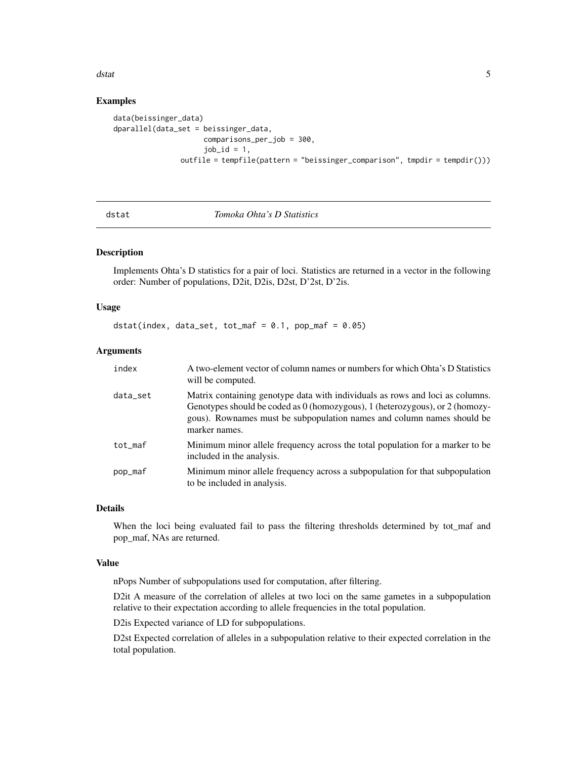## Examples

```
data(beissinger_data)
dparallel(data_set = beissinger_data,
                    comparisons_per_job = 300,
                    job_id = 1,
                outfile = tempfile(pattern = "beissinger_comparison", tmpdir = tempdir()))
```

---

dstat *Tomoka Ohta's D Statistics*

---

### Description

Implements Ohta's D statistics for a pair of loci. Statistics are returned in a vector in the following order: Number of populations, D2it, D2is, D2st, D'2st, D'2is.

### Usage

```
dstat(index, data_set, tot_maf = 0.1, pop_maf = 0.05)
```

### Arguments

| | |
|---|---|
| index | A two-element vector of column names or numbers for which Ohta's D Statistics will be computed. |
| data_set | Matrix containing genotype data with individuals as rows and loci as columns. Genotypes should be coded as 0 (homozygous), 1 (heterozygous), or 2 (homozygous). Rownames must be subpopulation names and column names should be marker names. |
| tot_maf | Minimum minor allele frequency across the total population for a marker to be included in the analysis. |
| pop_maf | Minimum minor allele frequency across a subpopulation for that subpopulation to be included in analysis. |

### Details

When the loci being evaluated fail to pass the filtering thresholds determined by tot_maf and pop_maf, NAs are returned.

### Value

nPops Number of subpopulations used for computation, after filtering.

D2it A measure of the correlation of alleles at two loci on the same gametes in a subpopulation relative to their expectation according to allele frequencies in the total population.

D2is Expected variance of LD for subpopulations.

D2st Expected correlation of alleles in a subpopulation relative to their expected correlation in the total population.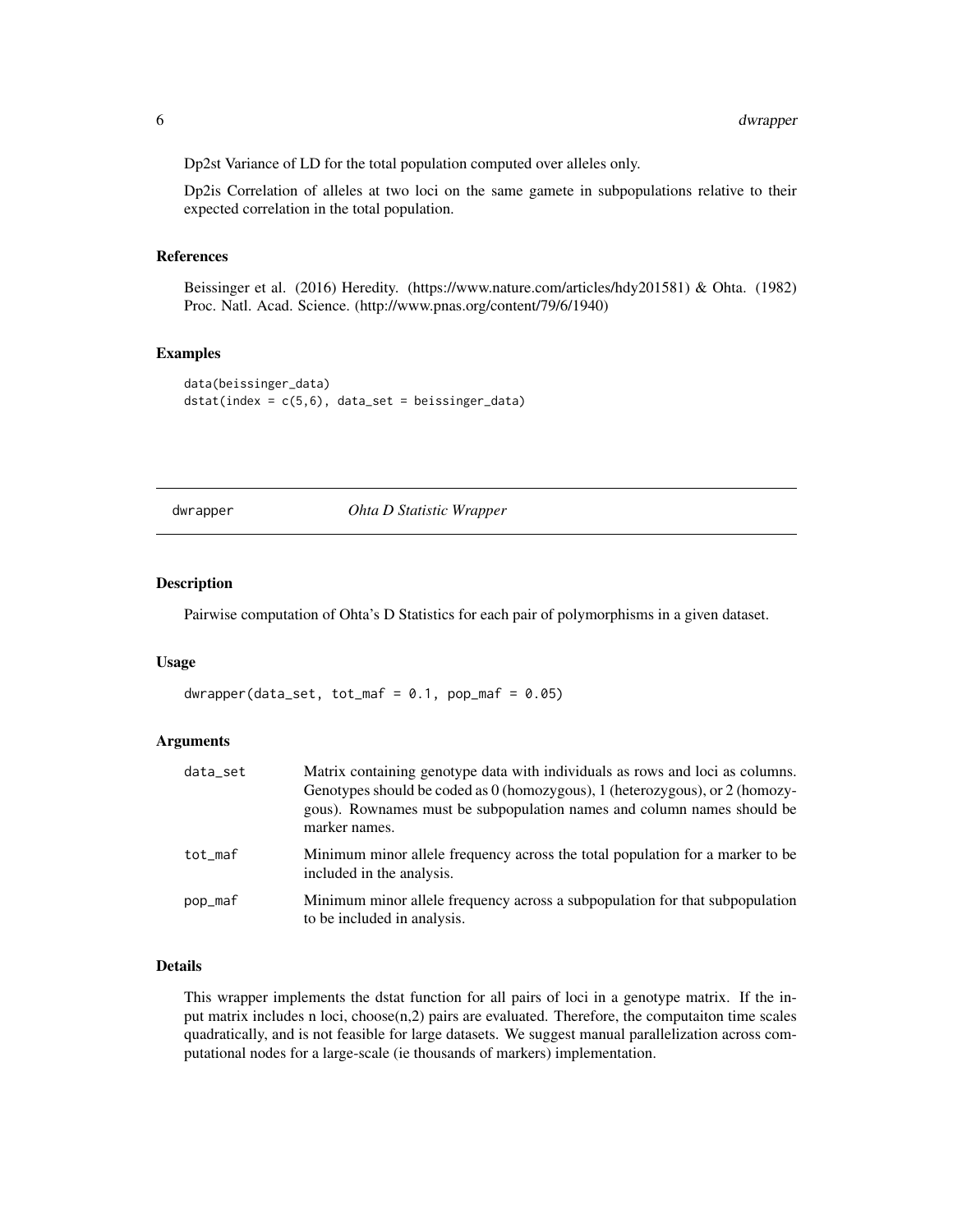Dp2st Variance of LD for the total population computed over alleles only.

Dp2is Correlation of alleles at two loci on the same gamete in subpopulations relative to their expected correlation in the total population.

### References

Beissinger et al. (2016) Heredity. (https://www.nature.com/articles/hdy201581) & Ohta. (1982) Proc. Natl. Acad. Science. (http://www.pnas.org/content/79/6/1940)

### Examples

```
data(beissinger_data)
dstat(index = c(5,6), data_set = beissinger_data)
```

---

## dwrapper — *Ohta D Statistic Wrapper*

---

### Description

Pairwise computation of Ohta's D Statistics for each pair of polymorphisms in a given dataset.

### Usage

```
dwrapper(data_set, tot_maf = 0.1, pop_maf = 0.05)
```

### Arguments

| | |
|---|---|
| data_set | Matrix containing genotype data with individuals as rows and loci as columns. Genotypes should be coded as 0 (homozygous), 1 (heterozygous), or 2 (homozygous). Rownames must be subpopulation names and column names should be marker names. |
| tot_maf | Minimum minor allele frequency across the total population for a marker to be included in the analysis. |
| pop_maf | Minimum minor allele frequency across a subpopulation for that subpopulation to be included in analysis. |

### Details

This wrapper implements the dstat function for all pairs of loci in a genotype matrix. If the input matrix includes n loci, choose(n,2) pairs are evaluated. Therefore, the computaiton time scales quadratically, and is not feasible for large datasets. We suggest manual parallelization across computational nodes for a large-scale (ie thousands of markers) implementation.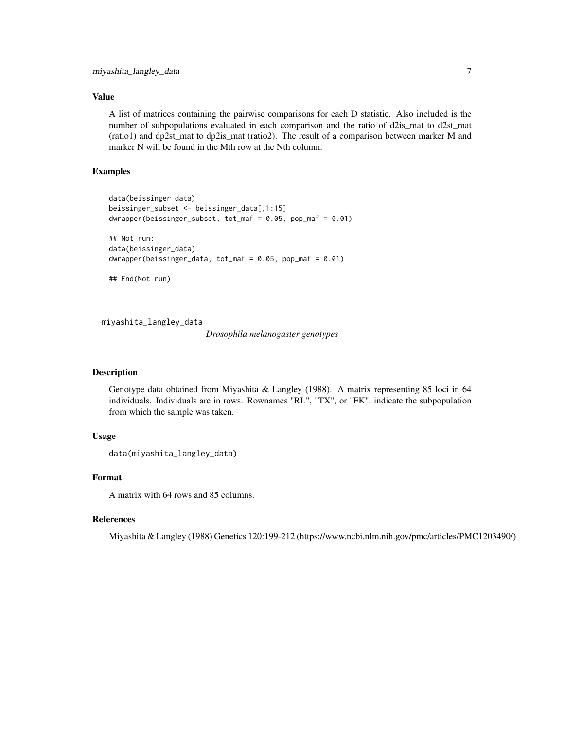### Value

A list of matrices containing the pairwise comparisons for each D statistic. Also included is the number of subpopulations evaluated in each comparison and the ratio of d2is_mat to d2st_mat (ratio1) and dp2st_mat to dp2is_mat (ratio2). The result of a comparison between marker M and marker N will be found in the Mth row at the Nth column.

### Examples

```
data(beissinger_data)
beissinger_subset <- beissinger_data[,1:15]
dwrapper(beissinger_subset, tot_maf = 0.05, pop_maf = 0.01)

## Not run:
data(beissinger_data)
dwrapper(beissinger_data, tot_maf = 0.05, pop_maf = 0.01)

## End(Not run)
```

---

## miyashita_langley_data — *Drosophila melanogaster genotypes*

---

### Description

Genotype data obtained from Miyashita & Langley (1988). A matrix representing 85 loci in 64 individuals. Individuals are in rows. Rownames "RL", "TX", or "FK", indicate the subpopulation from which the sample was taken.

### Usage

```
data(miyashita_langley_data)
```

### Format

A matrix with 64 rows and 85 columns.

### References

Miyashita & Langley (1988) Genetics 120:199-212 (https://www.ncbi.nlm.nih.gov/pmc/articles/PMC1203490/)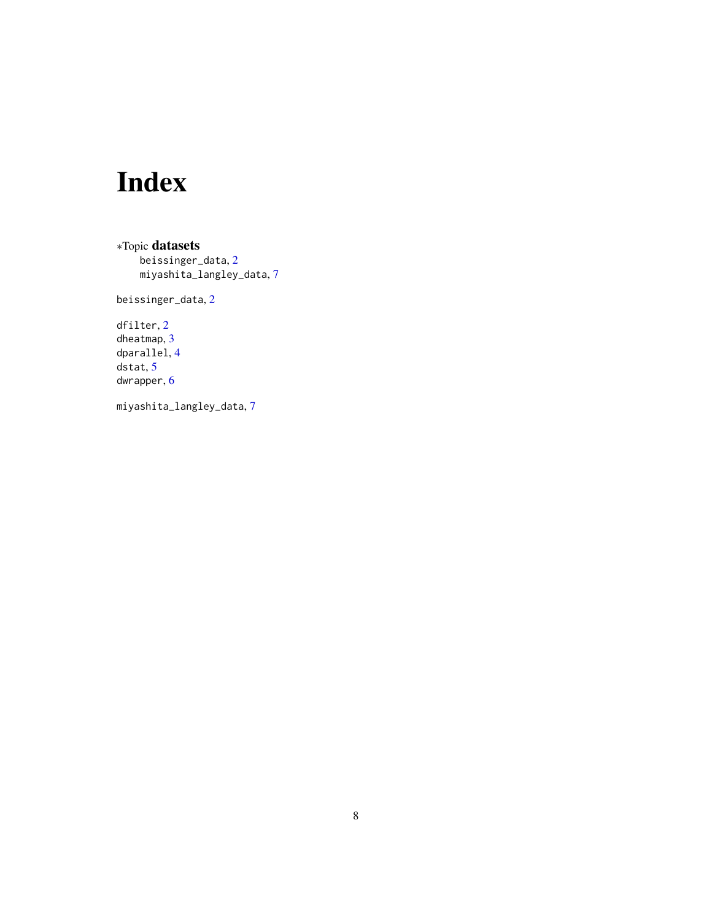# Index

*Topic **datasets**
    beissinger_data, 2
    miyashita_langley_data, 7

beissinger_data, 2

dfilter, 2
dheatmap, 3
dparallel, 4
dstat, 5
dwrapper, 6

miyashita_langley_data, 7